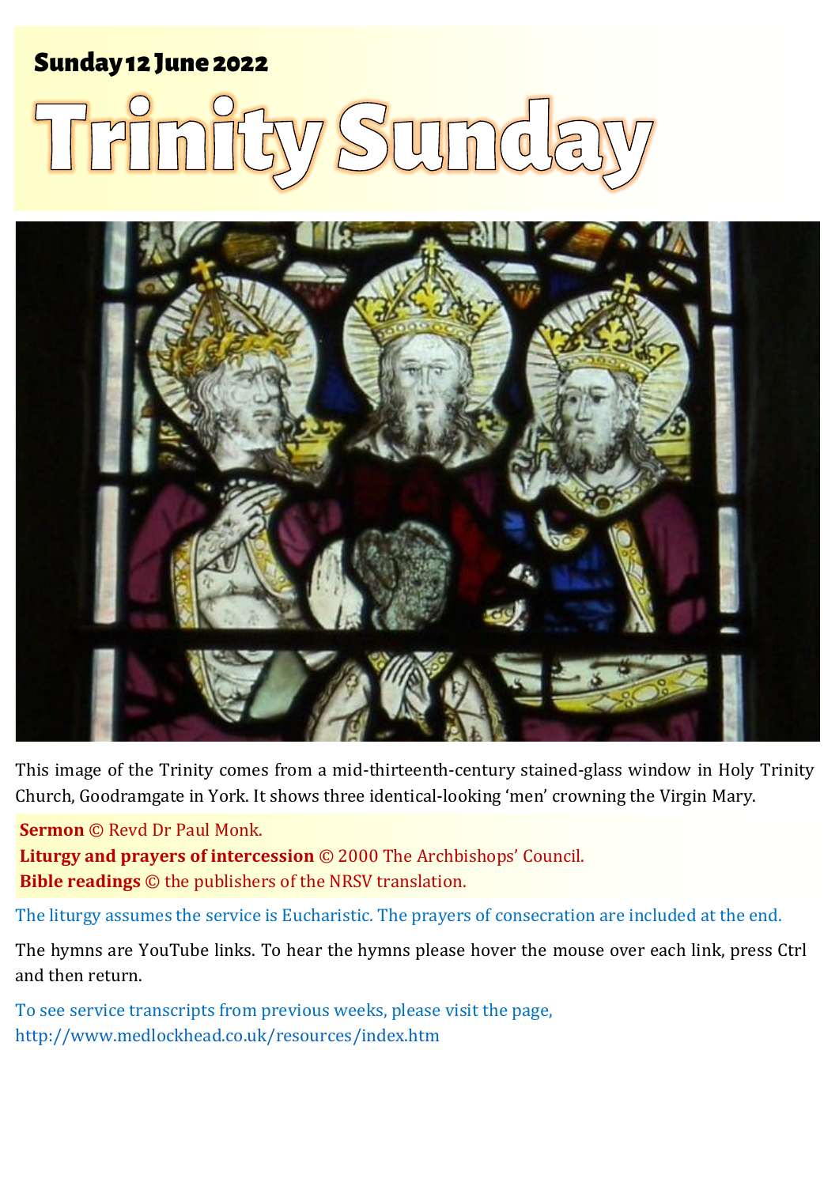**Sunday 12 June 2022**

# Trinity Sunday

This image of the Trinity comes from a mid-thirteenth-century stained-glass window in Holy Trinity Church, Goodramgate in York. It shows three identical-looking 'men' crowning the Virgin Mary.

**Sermon** © Revd Dr Paul Monk.
**Liturgy and prayers of intercession** © 2000 The Archbishops' Council.
**Bible readings** © the publishers of the NRSV translation.

The liturgy assumes the service is Eucharistic. The prayers of consecration are included at the end.

The hymns are YouTube links. To hear the hymns please hover the mouse over each link, press Ctrl and then return.

To see service transcripts from previous weeks, please visit the page, http://www.medlockhead.co.uk/resources/index.htm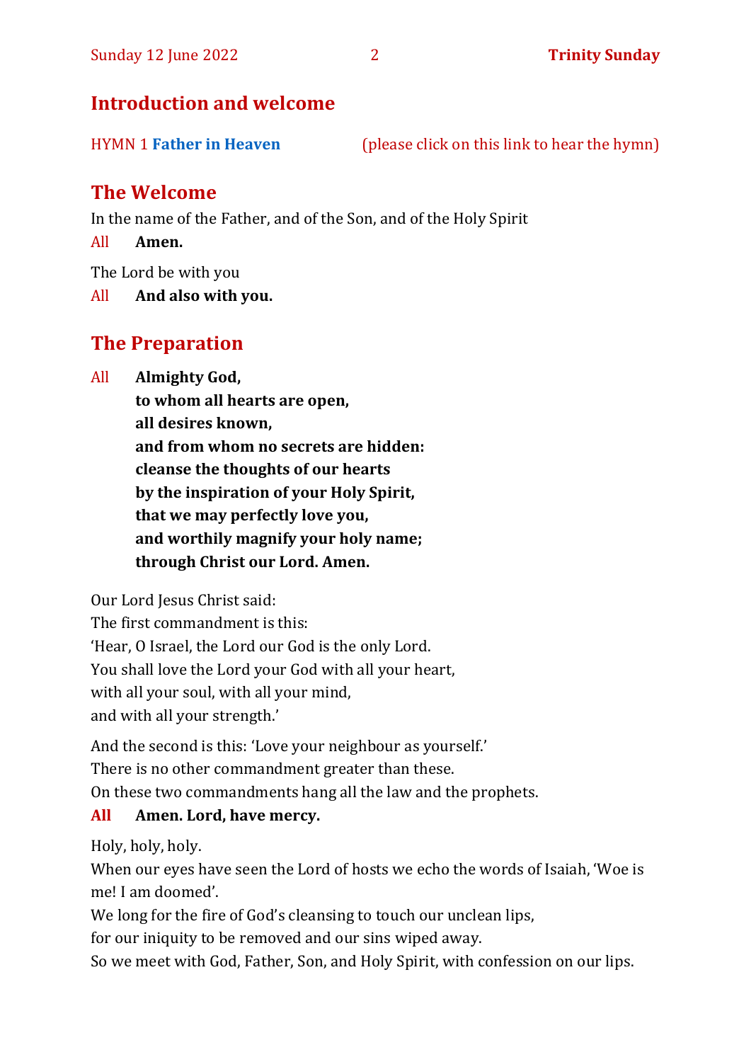## Introduction and welcome

HYMN 1 **Father in Heaven** (please click on this link to hear the hymn)

## The Welcome

In the name of the Father, and of the Son, and of the Holy Spirit

All **Amen.**

The Lord be with you

All **And also with you.**

## The Preparation

All **Almighty God,**
**to whom all hearts are open,**
**all desires known,**
**and from whom no secrets are hidden:**
**cleanse the thoughts of our hearts**
**by the inspiration of your Holy Spirit,**
**that we may perfectly love you,**
**and worthily magnify your holy name;**
**through Christ our Lord. Amen.**

Our Lord Jesus Christ said:
The first commandment is this:
'Hear, O Israel, the Lord our God is the only Lord.
You shall love the Lord your God with all your heart,
with all your soul, with all your mind,
and with all your strength.'

And the second is this: 'Love your neighbour as yourself.'
There is no other commandment greater than these.
On these two commandments hang all the law and the prophets.

**All** **Amen. Lord, have mercy.**

Holy, holy, holy.
When our eyes have seen the Lord of hosts we echo the words of Isaiah, 'Woe is me! I am doomed'.
We long for the fire of God's cleansing to touch our unclean lips,
for our iniquity to be removed and our sins wiped away.
So we meet with God, Father, Son, and Holy Spirit, with confession on our lips.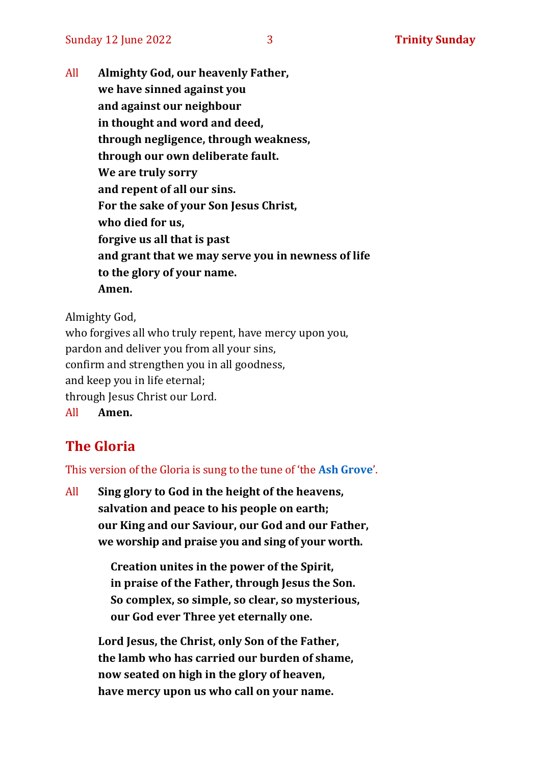All **Almighty God, our heavenly Father,**
**we have sinned against you**
**and against our neighbour**
**in thought and word and deed,**
**through negligence, through weakness,**
**through our own deliberate fault.**
**We are truly sorry**
**and repent of all our sins.**
**For the sake of your Son Jesus Christ,**
**who died for us,**
**forgive us all that is past**
**and grant that we may serve you in newness of life**
**to the glory of your name.**
**Amen.**

Almighty God,
who forgives all who truly repent, have mercy upon you,
pardon and deliver you from all your sins,
confirm and strengthen you in all goodness,
and keep you in life eternal;
through Jesus Christ our Lord.
All **Amen.**

## The Gloria

This version of the Gloria is sung to the tune of 'the Ash Grove'.

All **Sing glory to God in the height of the heavens,**
**salvation and peace to his people on earth;**
**our King and our Saviour, our God and our Father,**
**we worship and praise you and sing of your worth.**

**Creation unites in the power of the Spirit,**
**in praise of the Father, through Jesus the Son.**
**So complex, so simple, so clear, so mysterious,**
**our God ever Three yet eternally one.**

**Lord Jesus, the Christ, only Son of the Father,**
**the lamb who has carried our burden of shame,**
**now seated on high in the glory of heaven,**
**have mercy upon us who call on your name.**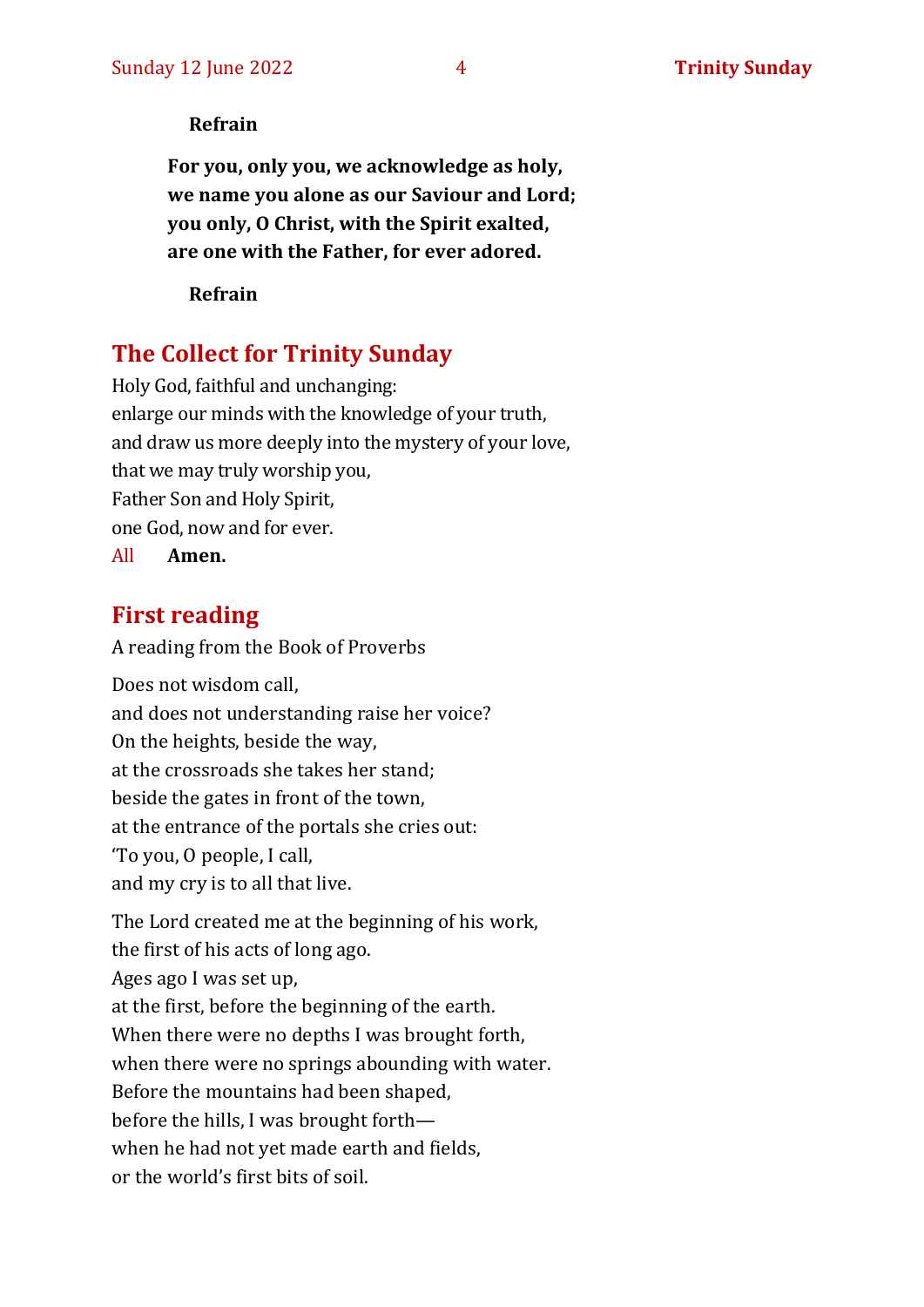**Refrain**

**For you, only you, we acknowledge as holy,**
**we name you alone as our Saviour and Lord;**
**you only, O Christ, with the Spirit exalted,**
**are one with the Father, for ever adored.**

**Refrain**

## The Collect for Trinity Sunday

Holy God, faithful and unchanging:
enlarge our minds with the knowledge of your truth,
and draw us more deeply into the mystery of your love,
that we may truly worship you,
Father Son and Holy Spirit,
one God, now and for ever.

All **Amen.**

## First reading

A reading from the Book of Proverbs

Does not wisdom call,
and does not understanding raise her voice?
On the heights, beside the way,
at the crossroads she takes her stand;
beside the gates in front of the town,
at the entrance of the portals she cries out:
'To you, O people, I call,
and my cry is to all that live.

The Lord created me at the beginning of his work,
the first of his acts of long ago.
Ages ago I was set up,
at the first, before the beginning of the earth.
When there were no depths I was brought forth,
when there were no springs abounding with water.
Before the mountains had been shaped,
before the hills, I was brought forth—
when he had not yet made earth and fields,
or the world's first bits of soil.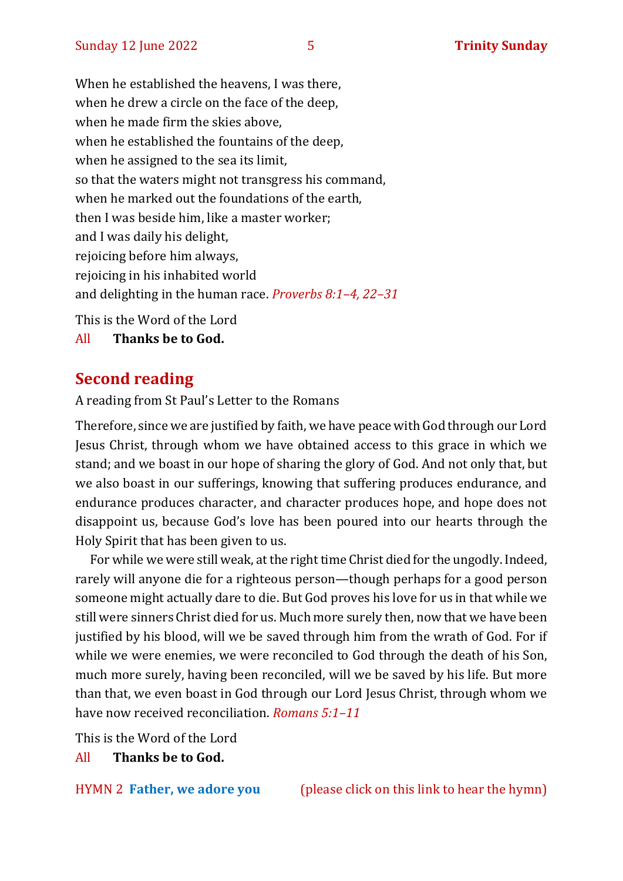When he established the heavens, I was there,
when he drew a circle on the face of the deep,
when he made firm the skies above,
when he established the fountains of the deep,
when he assigned to the sea its limit,
so that the waters might not transgress his command,
when he marked out the foundations of the earth,
then I was beside him, like a master worker;
and I was daily his delight,
rejoicing before him always,
rejoicing in his inhabited world
and delighting in the human race. *Proverbs 8:1–4, 22–31*

This is the Word of the Lord
All **Thanks be to God.**

## Second reading

A reading from St Paul's Letter to the Romans

Therefore, since we are justified by faith, we have peace with God through our Lord Jesus Christ, through whom we have obtained access to this grace in which we stand; and we boast in our hope of sharing the glory of God. And not only that, but we also boast in our sufferings, knowing that suffering produces endurance, and endurance produces character, and character produces hope, and hope does not disappoint us, because God's love has been poured into our hearts through the Holy Spirit that has been given to us.

For while we were still weak, at the right time Christ died for the ungodly. Indeed, rarely will anyone die for a righteous person—though perhaps for a good person someone might actually dare to die. But God proves his love for us in that while we still were sinners Christ died for us. Much more surely then, now that we have been justified by his blood, will we be saved through him from the wrath of God. For if while we were enemies, we were reconciled to God through the death of his Son, much more surely, having been reconciled, will we be saved by his life. But more than that, we even boast in God through our Lord Jesus Christ, through whom we have now received reconciliation. *Romans 5:1–11*

This is the Word of the Lord
All **Thanks be to God.**

HYMN 2 **Father, we adore you** (please click on this link to hear the hymn)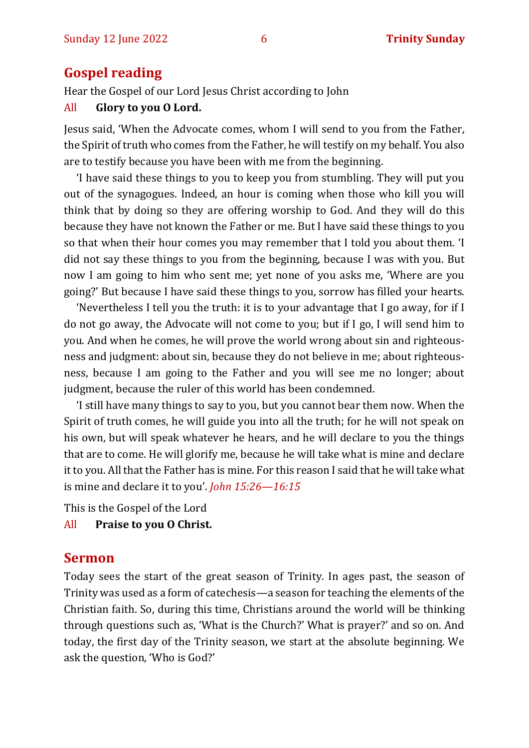## Gospel reading

Hear the Gospel of our Lord Jesus Christ according to John

All **Glory to you O Lord.**

Jesus said, 'When the Advocate comes, whom I will send to you from the Father, the Spirit of truth who comes from the Father, he will testify on my behalf. You also are to testify because you have been with me from the beginning.

'I have said these things to you to keep you from stumbling. They will put you out of the synagogues. Indeed, an hour is coming when those who kill you will think that by doing so they are offering worship to God. And they will do this because they have not known the Father or me. But I have said these things to you so that when their hour comes you may remember that I told you about them. 'I did not say these things to you from the beginning, because I was with you. But now I am going to him who sent me; yet none of you asks me, 'Where are you going?' But because I have said these things to you, sorrow has filled your hearts.

'Nevertheless I tell you the truth: it is to your advantage that I go away, for if I do not go away, the Advocate will not come to you; but if I go, I will send him to you. And when he comes, he will prove the world wrong about sin and righteousness and judgment: about sin, because they do not believe in me; about righteousness, because I am going to the Father and you will see me no longer; about judgment, because the ruler of this world has been condemned.

'I still have many things to say to you, but you cannot bear them now. When the Spirit of truth comes, he will guide you into all the truth; for he will not speak on his own, but will speak whatever he hears, and he will declare to you the things that are to come. He will glorify me, because he will take what is mine and declare it to you. All that the Father has is mine. For this reason I said that he will take what is mine and declare it to you'. *John 15:26—16:15*

This is the Gospel of the Lord

All **Praise to you O Christ.**

## Sermon

Today sees the start of the great season of Trinity. In ages past, the season of Trinity was used as a form of catechesis—a season for teaching the elements of the Christian faith. So, during this time, Christians around the world will be thinking through questions such as, 'What is the Church?' What is prayer?' and so on. And today, the first day of the Trinity season, we start at the absolute beginning. We ask the question, 'Who is God?'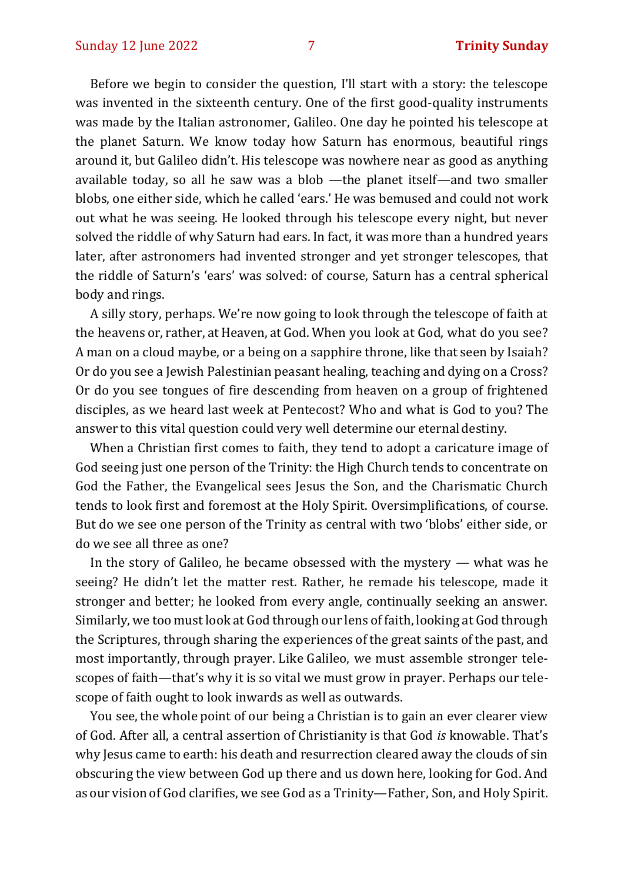Before we begin to consider the question, I'll start with a story: the telescope was invented in the sixteenth century. One of the first good-quality instruments was made by the Italian astronomer, Galileo. One day he pointed his telescope at the planet Saturn. We know today how Saturn has enormous, beautiful rings around it, but Galileo didn't. His telescope was nowhere near as good as anything available today, so all he saw was a blob —the planet itself—and two smaller blobs, one either side, which he called 'ears.' He was bemused and could not work out what he was seeing. He looked through his telescope every night, but never solved the riddle of why Saturn had ears. In fact, it was more than a hundred years later, after astronomers had invented stronger and yet stronger telescopes, that the riddle of Saturn's 'ears' was solved: of course, Saturn has a central spherical body and rings.

A silly story, perhaps. We're now going to look through the telescope of faith at the heavens or, rather, at Heaven, at God. When you look at God, what do you see? A man on a cloud maybe, or a being on a sapphire throne, like that seen by Isaiah? Or do you see a Jewish Palestinian peasant healing, teaching and dying on a Cross? Or do you see tongues of fire descending from heaven on a group of frightened disciples, as we heard last week at Pentecost? Who and what is God to you? The answer to this vital question could very well determine our eternal destiny.

When a Christian first comes to faith, they tend to adopt a caricature image of God seeing just one person of the Trinity: the High Church tends to concentrate on God the Father, the Evangelical sees Jesus the Son, and the Charismatic Church tends to look first and foremost at the Holy Spirit. Oversimplifications, of course. But do we see one person of the Trinity as central with two 'blobs' either side, or do we see all three as one?

In the story of Galileo, he became obsessed with the mystery — what was he seeing? He didn't let the matter rest. Rather, he remade his telescope, made it stronger and better; he looked from every angle, continually seeking an answer. Similarly, we too must look at God through our lens of faith, looking at God through the Scriptures, through sharing the experiences of the great saints of the past, and most importantly, through prayer. Like Galileo, we must assemble stronger telescopes of faith—that's why it is so vital we must grow in prayer. Perhaps our telescope of faith ought to look inwards as well as outwards.

You see, the whole point of our being a Christian is to gain an ever clearer view of God. After all, a central assertion of Christianity is that God *is* knowable. That's why Jesus came to earth: his death and resurrection cleared away the clouds of sin obscuring the view between God up there and us down here, looking for God. And as our vision of God clarifies, we see God as a Trinity—Father, Son, and Holy Spirit.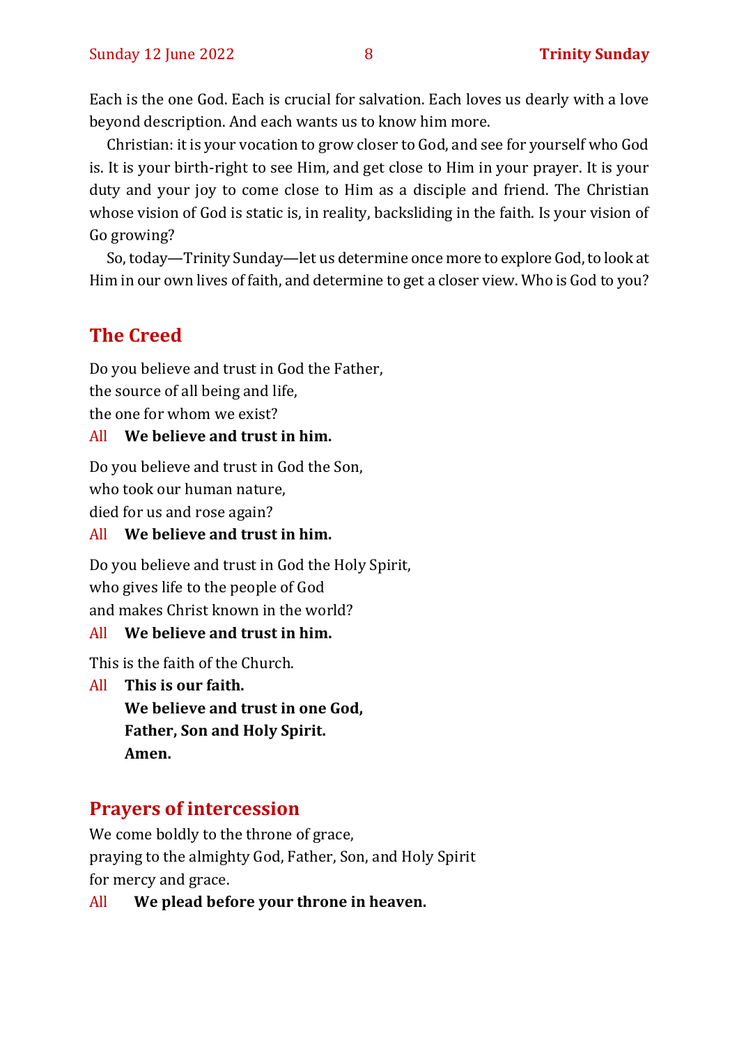Each is the one God. Each is crucial for salvation. Each loves us dearly with a love beyond description. And each wants us to know him more.

Christian: it is your vocation to grow closer to God, and see for yourself who God is. It is your birth-right to see Him, and get close to Him in your prayer. It is your duty and your joy to come close to Him as a disciple and friend. The Christian whose vision of God is static is, in reality, backsliding in the faith. Is your vision of Go growing?

So, today—Trinity Sunday—let us determine once more to explore God, to look at Him in our own lives of faith, and determine to get a closer view. Who is God to you?

## The Creed

Do you believe and trust in God the Father,
the source of all being and life,
the one for whom we exist?

All **We believe and trust in him.**

Do you believe and trust in God the Son,
who took our human nature,
died for us and rose again?

All **We believe and trust in him.**

Do you believe and trust in God the Holy Spirit,
who gives life to the people of God
and makes Christ known in the world?

All **We believe and trust in him.**

This is the faith of the Church.

All **This is our faith.**
**We believe and trust in one God,**
**Father, Son and Holy Spirit.**
**Amen.**

## Prayers of intercession

We come boldly to the throne of grace,
praying to the almighty God, Father, Son, and Holy Spirit
for mercy and grace.

All **We plead before your throne in heaven.**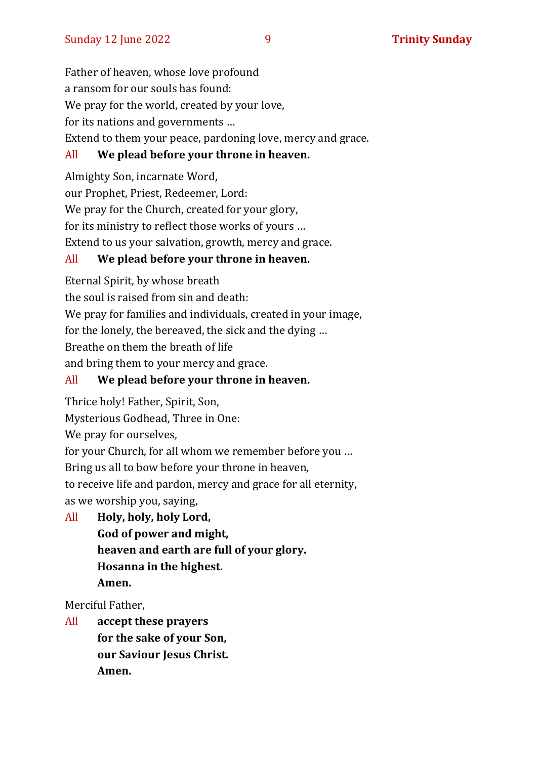Father of heaven, whose love profound
a ransom for our souls has found:
We pray for the world, created by your love,
for its nations and governments …
Extend to them your peace, pardoning love, mercy and grace.

All **We plead before your throne in heaven.**

Almighty Son, incarnate Word,
our Prophet, Priest, Redeemer, Lord:
We pray for the Church, created for your glory,
for its ministry to reflect those works of yours …
Extend to us your salvation, growth, mercy and grace.

All **We plead before your throne in heaven.**

Eternal Spirit, by whose breath
the soul is raised from sin and death:
We pray for families and individuals, created in your image,
for the lonely, the bereaved, the sick and the dying …
Breathe on them the breath of life
and bring them to your mercy and grace.

All **We plead before your throne in heaven.**

Thrice holy! Father, Spirit, Son,
Mysterious Godhead, Three in One:
We pray for ourselves,
for your Church, for all whom we remember before you …
Bring us all to bow before your throne in heaven,
to receive life and pardon, mercy and grace for all eternity,
as we worship you, saying,

All **Holy, holy, holy Lord,**
**God of power and might,**
**heaven and earth are full of your glory.**
**Hosanna in the highest.**
**Amen.**

Merciful Father,

All **accept these prayers**
**for the sake of your Son,**
**our Saviour Jesus Christ.**
**Amen.**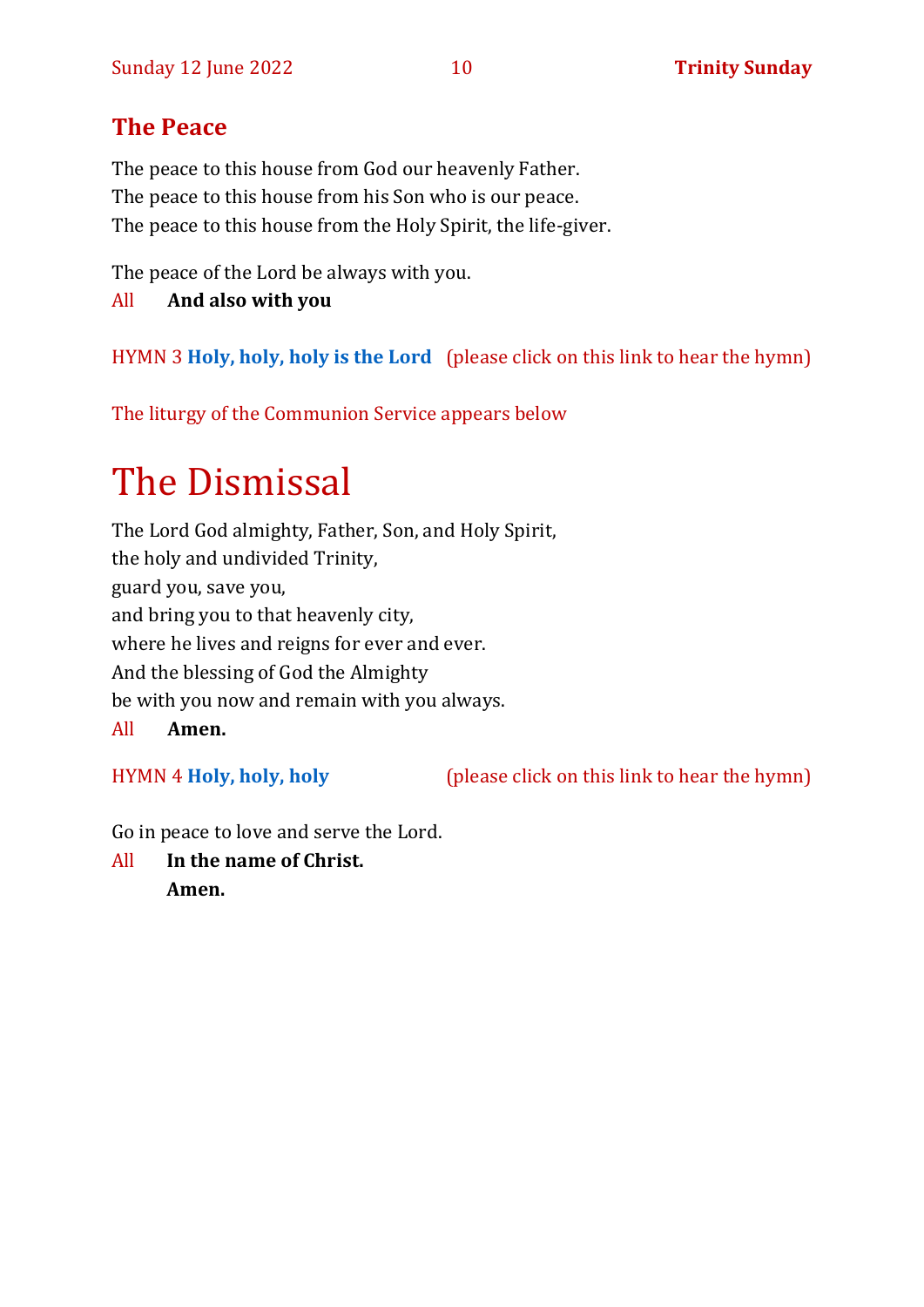## The Peace

The peace to this house from God our heavenly Father.
The peace to this house from his Son who is our peace.
The peace to this house from the Holy Spirit, the life-giver.

The peace of the Lord be always with you.

All **And also with you**

HYMN 3 **Holy, holy, holy is the Lord** (please click on this link to hear the hymn)

The liturgy of the Communion Service appears below

# The Dismissal

The Lord God almighty, Father, Son, and Holy Spirit,
the holy and undivided Trinity,
guard you, save you,
and bring you to that heavenly city,
where he lives and reigns for ever and ever.
And the blessing of God the Almighty
be with you now and remain with you always.

All **Amen.**

HYMN 4 **Holy, holy, holy** (please click on this link to hear the hymn)

Go in peace to love and serve the Lord.

All **In the name of Christ.**
**Amen.**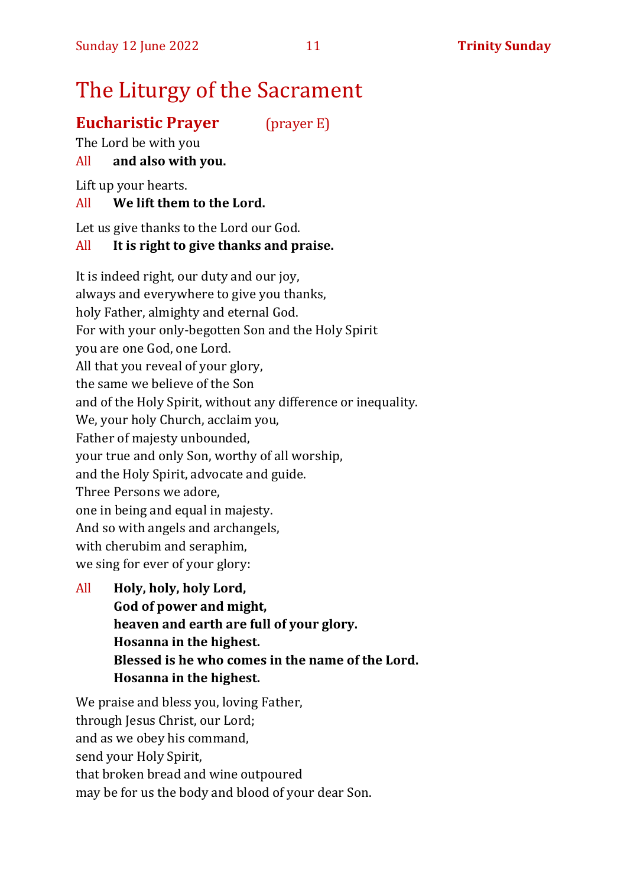# The Liturgy of the Sacrament

## Eucharistic Prayer (prayer E)

The Lord be with you
All **and also with you.**

Lift up your hearts.
All **We lift them to the Lord.**

Let us give thanks to the Lord our God.
All **It is right to give thanks and praise.**

It is indeed right, our duty and our joy,
always and everywhere to give you thanks,
holy Father, almighty and eternal God.
For with your only-begotten Son and the Holy Spirit
you are one God, one Lord.
All that you reveal of your glory,
the same we believe of the Son
and of the Holy Spirit, without any difference or inequality.
We, your holy Church, acclaim you,
Father of majesty unbounded,
your true and only Son, worthy of all worship,
and the Holy Spirit, advocate and guide.
Three Persons we adore,
one in being and equal in majesty.
And so with angels and archangels,
with cherubim and seraphim,
we sing for ever of your glory:

All **Holy, holy, holy Lord,**
**God of power and might,**
**heaven and earth are full of your glory.**
**Hosanna in the highest.**
**Blessed is he who comes in the name of the Lord.**
**Hosanna in the highest.**

We praise and bless you, loving Father,
through Jesus Christ, our Lord;
and as we obey his command,
send your Holy Spirit,
that broken bread and wine outpoured
may be for us the body and blood of your dear Son.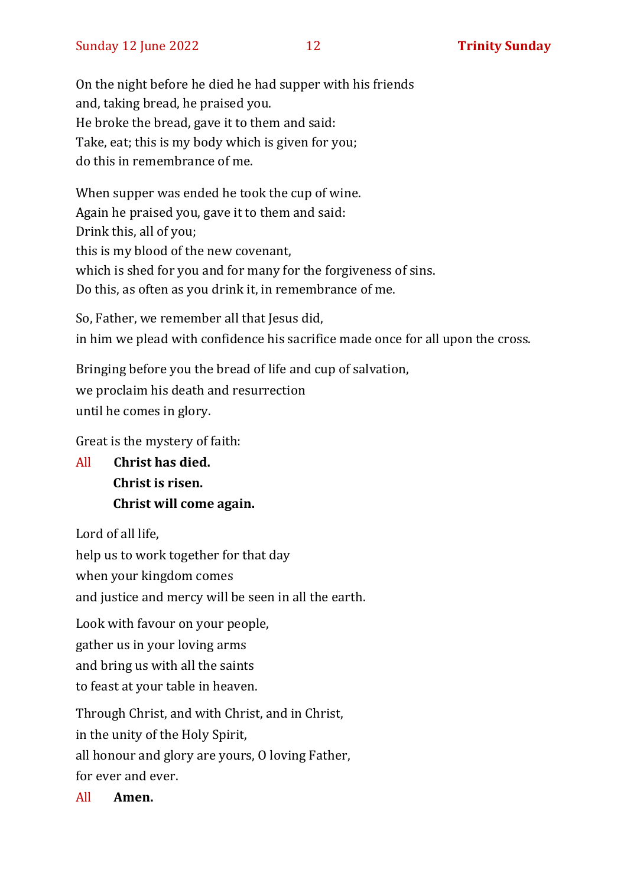On the night before he died he had supper with his friends
and, taking bread, he praised you.
He broke the bread, gave it to them and said:
Take, eat; this is my body which is given for you;
do this in remembrance of me.

When supper was ended he took the cup of wine.
Again he praised you, gave it to them and said:
Drink this, all of you;
this is my blood of the new covenant,
which is shed for you and for many for the forgiveness of sins.
Do this, as often as you drink it, in remembrance of me.

So, Father, we remember all that Jesus did,
in him we plead with confidence his sacrifice made once for all upon the cross.

Bringing before you the bread of life and cup of salvation,
we proclaim his death and resurrection
until he comes in glory.

Great is the mystery of faith:

All **Christ has died.**
**Christ is risen.**
**Christ will come again.**

Lord of all life,
help us to work together for that day
when your kingdom comes
and justice and mercy will be seen in all the earth.

Look with favour on your people,
gather us in your loving arms
and bring us with all the saints
to feast at your table in heaven.

Through Christ, and with Christ, and in Christ,
in the unity of the Holy Spirit,
all honour and glory are yours, O loving Father,
for ever and ever.

All **Amen.**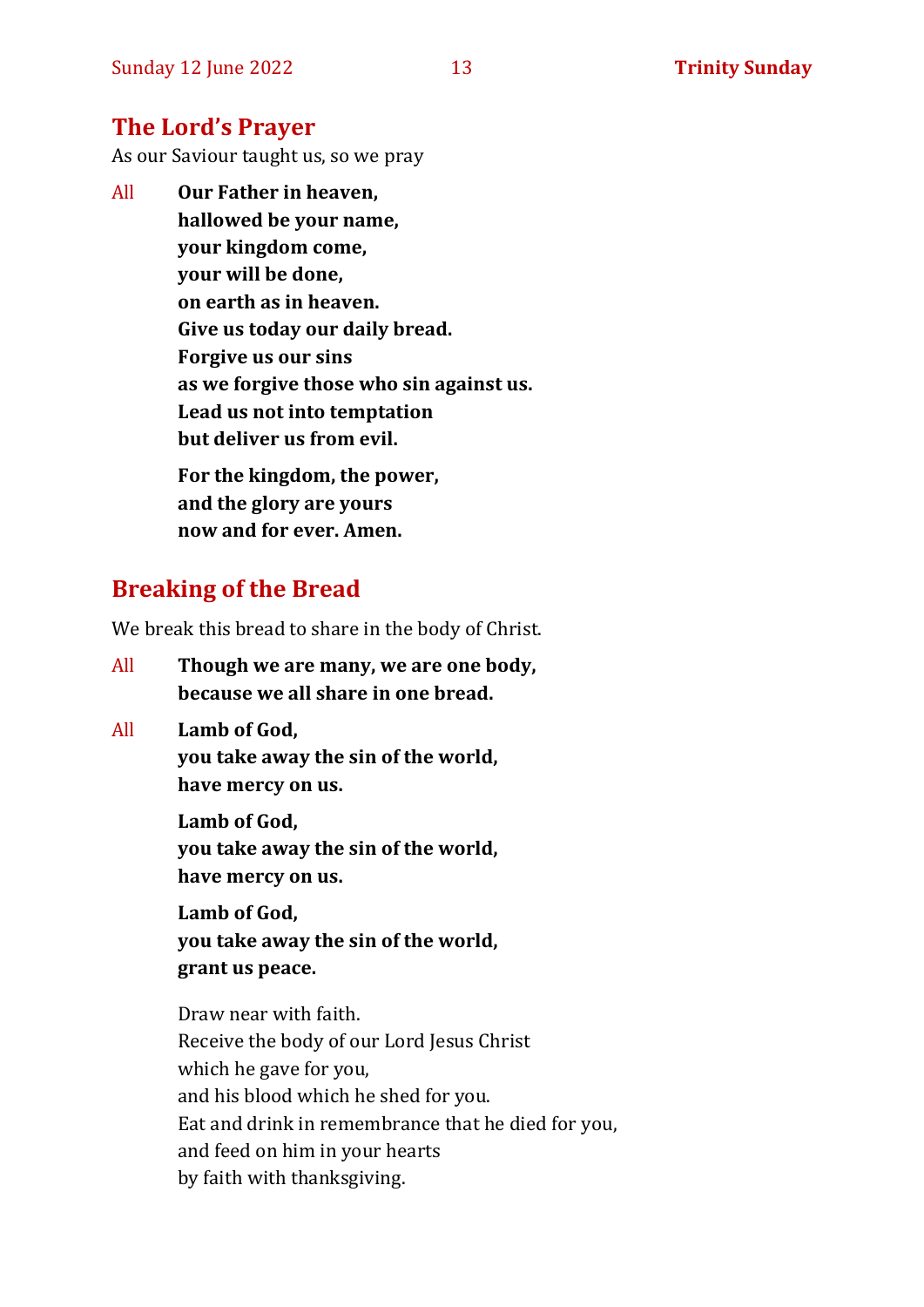## The Lord's Prayer

As our Saviour taught us, so we pray

All **Our Father in heaven,**
**hallowed be your name,**
**your kingdom come,**
**your will be done,**
**on earth as in heaven.**
**Give us today our daily bread.**
**Forgive us our sins**
**as we forgive those who sin against us.**
**Lead us not into temptation**
**but deliver us from evil.**

**For the kingdom, the power,**
**and the glory are yours**
**now and for ever. Amen.**

## Breaking of the Bread

We break this bread to share in the body of Christ.

All **Though we are many, we are one body,**
**because we all share in one bread.**

All **Lamb of God,**
**you take away the sin of the world,**
**have mercy on us.**

**Lamb of God,**
**you take away the sin of the world,**
**have mercy on us.**

**Lamb of God,**
**you take away the sin of the world,**
**grant us peace.**

Draw near with faith.
Receive the body of our Lord Jesus Christ
which he gave for you,
and his blood which he shed for you.
Eat and drink in remembrance that he died for you,
and feed on him in your hearts
by faith with thanksgiving.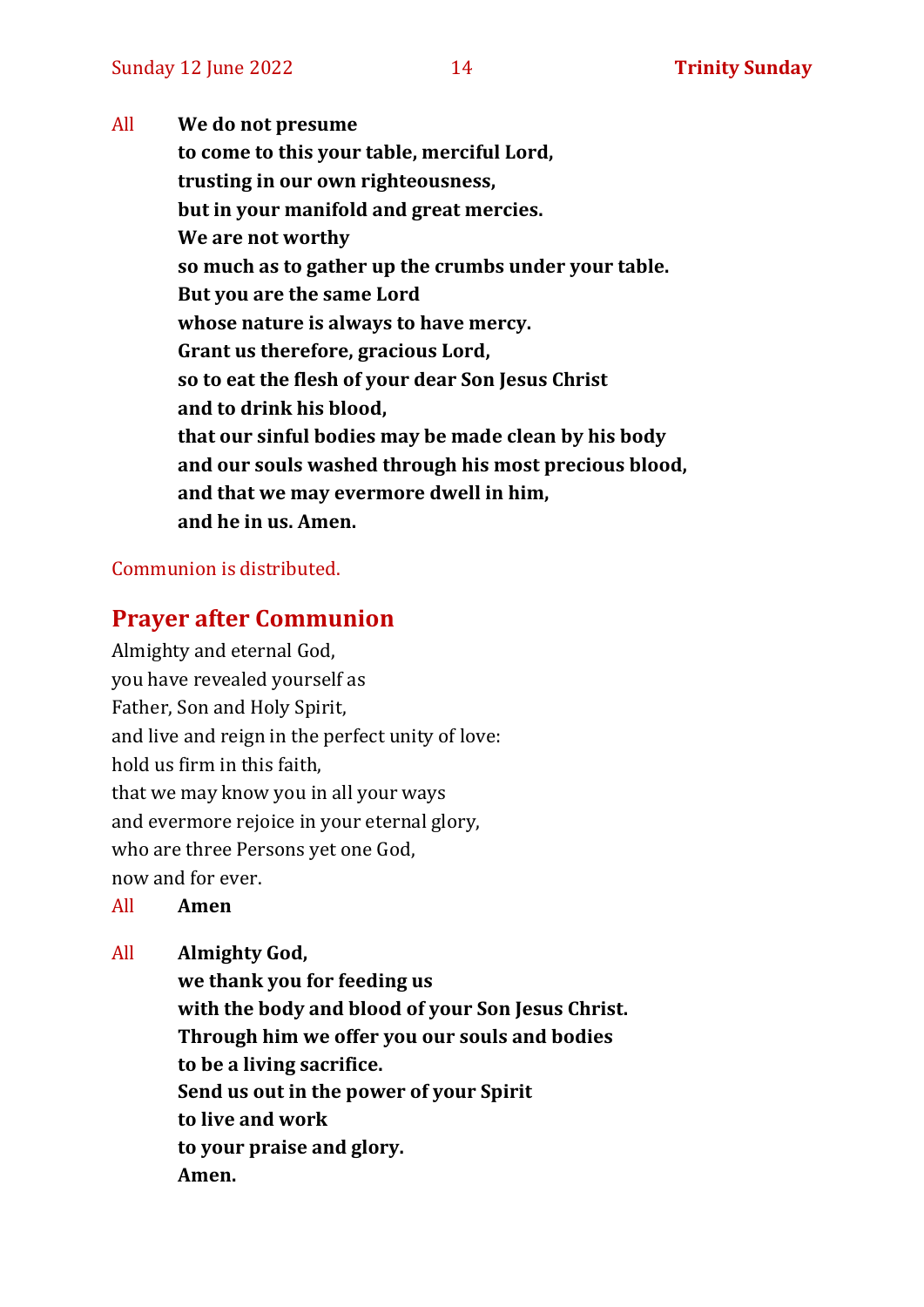All **We do not presume**
**to come to this your table, merciful Lord,**
**trusting in our own righteousness,**
**but in your manifold and great mercies.**
**We are not worthy**
**so much as to gather up the crumbs under your table.**
**But you are the same Lord**
**whose nature is always to have mercy.**
**Grant us therefore, gracious Lord,**
**so to eat the flesh of your dear Son Jesus Christ**
**and to drink his blood,**
**that our sinful bodies may be made clean by his body**
**and our souls washed through his most precious blood,**
**and that we may evermore dwell in him,**
**and he in us. Amen.**

Communion is distributed.

## Prayer after Communion

Almighty and eternal God,
you have revealed yourself as
Father, Son and Holy Spirit,
and live and reign in the perfect unity of love:
hold us firm in this faith,
that we may know you in all your ways
and evermore rejoice in your eternal glory,
who are three Persons yet one God,
now and for ever.

All **Amen**

All **Almighty God,**
**we thank you for feeding us**
**with the body and blood of your Son Jesus Christ.**
**Through him we offer you our souls and bodies**
**to be a living sacrifice.**
**Send us out in the power of your Spirit**
**to live and work**
**to your praise and glory.**
**Amen.**